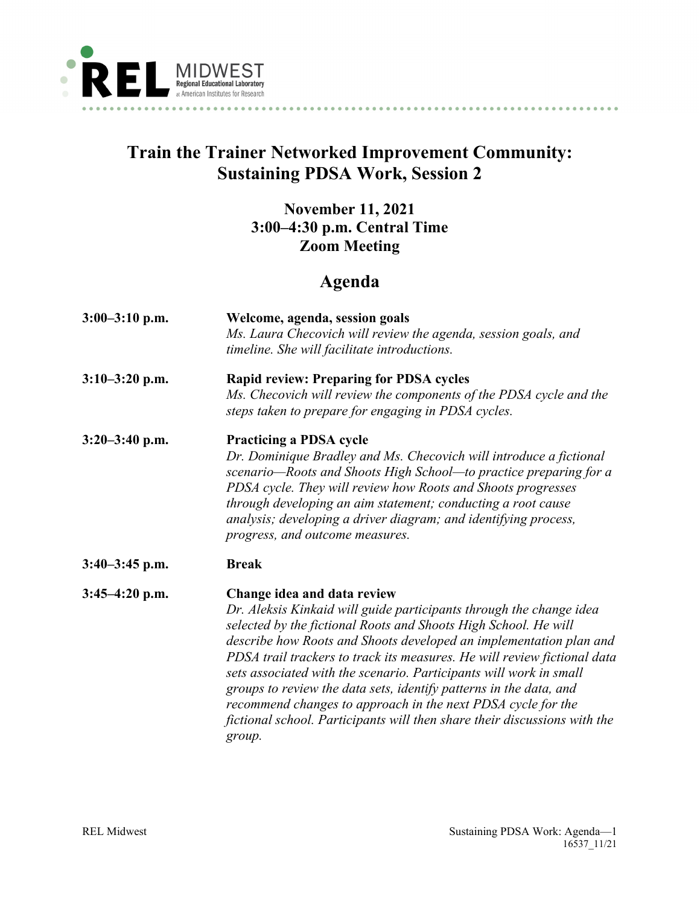# Train the Trainer Networked Improvement Community: Sustaining PDSA Work, Session 2

**November 11, 2021**
**3:00–4:30 p.m. Central Time**
**Zoom Meeting**

## Agenda

| | |
|---|---|
| **3:00–3:10 p.m.** | **Welcome, agenda, session goals** *Ms. Laura Checovich will review the agenda, session goals, and timeline. She will facilitate introductions.* |
| **3:10–3:20 p.m.** | **Rapid review: Preparing for PDSA cycles** *Ms. Checovich will review the components of the PDSA cycle and the steps taken to prepare for engaging in PDSA cycles.* |
| **3:20–3:40 p.m.** | **Practicing a PDSA cycle** *Dr. Dominique Bradley and Ms. Checovich will introduce a fictional scenario—Roots and Shoots High School—to practice preparing for a PDSA cycle. They will review how Roots and Shoots progresses through developing an aim statement; conducting a root cause analysis; developing a driver diagram; and identifying process, progress, and outcome measures.* |
| **3:40–3:45 p.m.** | **Break** |
| **3:45–4:20 p.m.** | **Change idea and data review** *Dr. Aleksis Kinkaid will guide participants through the change idea selected by the fictional Roots and Shoots High School. He will describe how Roots and Shoots developed an implementation plan and PDSA trail trackers to track its measures. He will review fictional data sets associated with the scenario. Participants will work in small groups to review the data sets, identify patterns in the data, and recommend changes to approach in the next PDSA cycle for the fictional school. Participants will then share their discussions with the group.* |

16537_11/21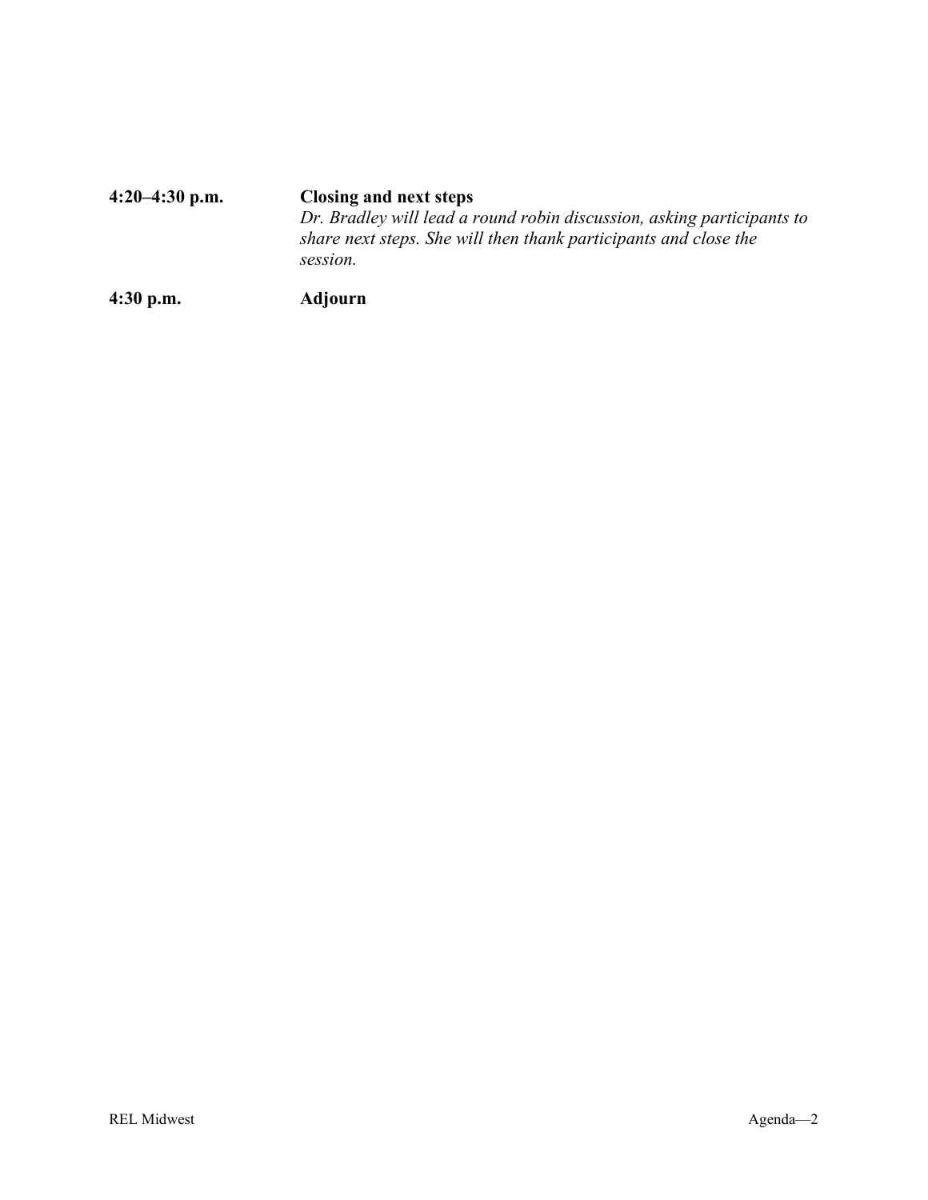**4:20–4:30 p.m.** **Closing and next steps**
*Dr. Bradley will lead a round robin discussion, asking participants to share next steps. She will then thank participants and close the session.*

**4:30 p.m.** **Adjourn**